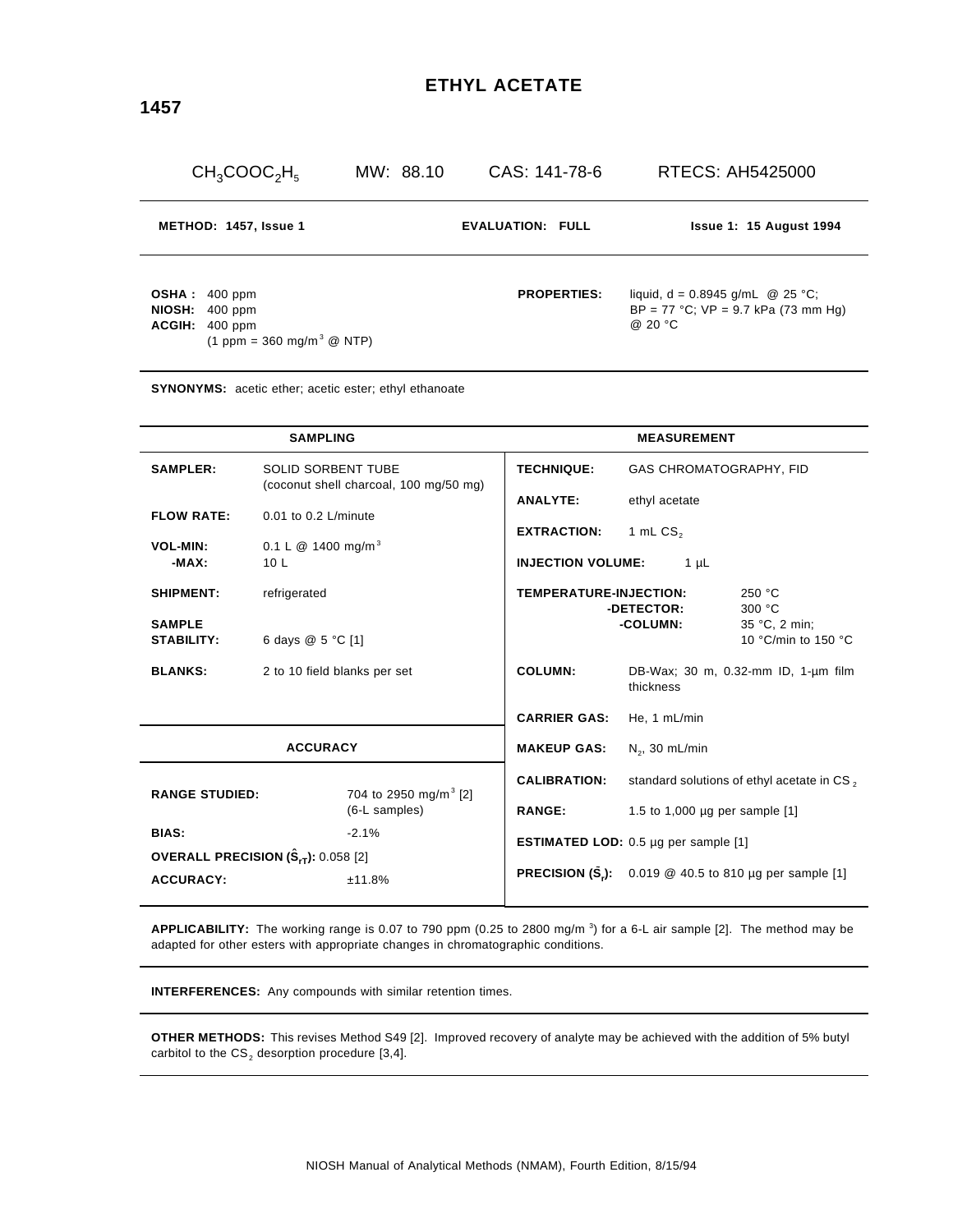# ETHYL ACETATE

**1457**

| $CH_3COOC_2H_5$ | MW: 88.10 | CAS: 141-78-6 | RTECS: AH5425000 |
|---|---|---|---|

| **METHOD: 1457, Issue 1** | **EVALUATION: FULL** | **Issue 1: 15 August 1994** |
|---|---|---|

**OSHA :** 400 ppm
**NIOSH:** 400 ppm
**ACGIH:** 400 ppm
(1 ppm = 360 mg/m$^3$ @ NTP)

**PROPERTIES:** liquid, d = 0.8945 g/mL @ 25 °C; BP = 77 °C; VP = 9.7 kPa (73 mm Hg) @ 20 °C

**SYNONYMS:** acetic ether; acetic ester; ethyl ethanoate

## SAMPLING

| | |
|---|---|
| **SAMPLER:** | SOLID SORBENT TUBE (coconut shell charcoal, 100 mg/50 mg) |
| **FLOW RATE:** | 0.01 to 0.2 L/minute |
| **VOL-MIN:** | 0.1 L @ 1400 mg/m$^3$ |
| **-MAX:** | 10 L |
| **SHIPMENT:** | refrigerated |
| **SAMPLE STABILITY:** | 6 days @ 5 °C [1] |
| **BLANKS:** | 2 to 10 field blanks per set |

## ACCURACY

| | |
|---|---|
| **RANGE STUDIED:** | 704 to 2950 mg/m$^3$ [2] (6-L samples) |
| **BIAS:** | -2.1% |
| **OVERALL PRECISION ($\hat{S}_{rT}$):** | 0.058 [2] |
| **ACCURACY:** | ±11.8% |

## MEASUREMENT

| | |
|---|---|
| **TECHNIQUE:** | GAS CHROMATOGRAPHY, FID |
| **ANALYTE:** | ethyl acetate |
| **EXTRACTION:** | 1 mL $CS_2$ |
| **INJECTION VOLUME:** | 1 µL |
| **TEMPERATURE-INJECTION:** | 250 °C |
| **-DETECTOR:** | 300 °C |
| **-COLUMN:** | 35 °C, 2 min; 10 °C/min to 150 °C |
| **COLUMN:** | DB-Wax; 30 m, 0.32-mm ID, 1-µm film thickness |
| **CARRIER GAS:** | He, 1 mL/min |
| **MAKEUP GAS:** | $N_2$, 30 mL/min |
| **CALIBRATION:** | standard solutions of ethyl acetate in $CS_2$ |
| **RANGE:** | 1.5 to 1,000 µg per sample [1] |
| **ESTIMATED LOD:** | 0.5 µg per sample [1] |
| **PRECISION ($\bar{S}_r$):** | 0.019 @ 40.5 to 810 µg per sample [1] |

**APPLICABILITY:** The working range is 0.07 to 790 ppm (0.25 to 2800 mg/m$^3$) for a 6-L air sample [2]. The method may be adapted for other esters with appropriate changes in chromatographic conditions.

**INTERFERENCES:** Any compounds with similar retention times.

**OTHER METHODS:** This revises Method S49 [2]. Improved recovery of analyte may be achieved with the addition of 5% butyl carbitol to the $CS_2$ desorption procedure [3,4].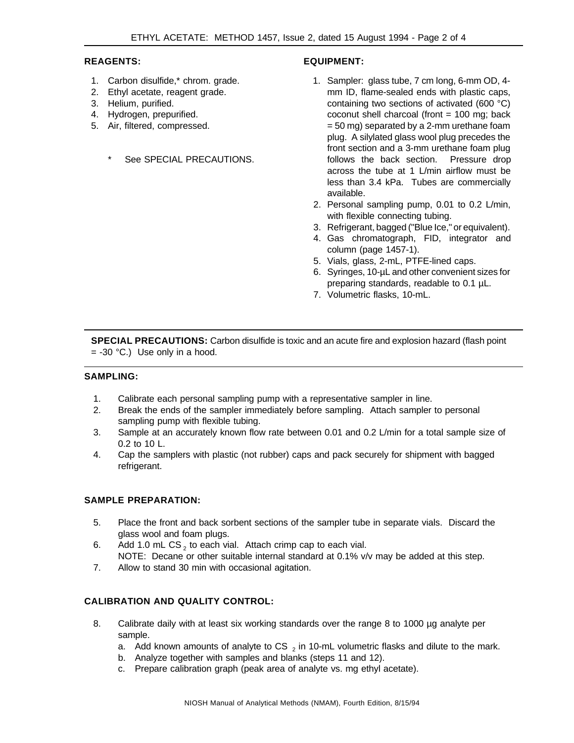**REAGENTS:**

1. Carbon disulfide,* chrom. grade.
2. Ethyl acetate, reagent grade.
3. Helium, purified.
4. Hydrogen, prepurified.
5. Air, filtered, compressed.

\* See SPECIAL PRECAUTIONS.

**EQUIPMENT:**

1. Sampler: glass tube, 7 cm long, 6-mm OD, 4-mm ID, flame-sealed ends with plastic caps, containing two sections of activated (600 °C) coconut shell charcoal (front = 100 mg; back = 50 mg) separated by a 2-mm urethane foam plug. A silylated glass wool plug precedes the front section and a 3-mm urethane foam plug follows the back section. Pressure drop across the tube at 1 L/min airflow must be less than 3.4 kPa. Tubes are commercially available.
2. Personal sampling pump, 0.01 to 0.2 L/min, with flexible connecting tubing.
3. Refrigerant, bagged ("Blue Ice," or equivalent).
4. Gas chromatograph, FID, integrator and column (page 1457-1).
5. Vials, glass, 2-mL, PTFE-lined caps.
6. Syringes, 10-µL and other convenient sizes for preparing standards, readable to 0.1 µL.
7. Volumetric flasks, 10-mL.

---

**SPECIAL PRECAUTIONS:** Carbon disulfide is toxic and an acute fire and explosion hazard (flash point = -30 °C.) Use only in a hood.

---

**SAMPLING:**

1. Calibrate each personal sampling pump with a representative sampler in line.
2. Break the ends of the sampler immediately before sampling. Attach sampler to personal sampling pump with flexible tubing.
3. Sample at an accurately known flow rate between 0.01 and 0.2 L/min for a total sample size of 0.2 to 10 L.
4. Cap the samplers with plastic (not rubber) caps and pack securely for shipment with bagged refrigerant.

**SAMPLE PREPARATION:**

5. Place the front and back sorbent sections of the sampler tube in separate vials. Discard the glass wool and foam plugs.
6. Add 1.0 mL $CS_2$ to each vial. Attach crimp cap to each vial.
   NOTE: Decane or other suitable internal standard at 0.1% v/v may be added at this step.
7. Allow to stand 30 min with occasional agitation.

**CALIBRATION AND QUALITY CONTROL:**

8. Calibrate daily with at least six working standards over the range 8 to 1000 µg analyte per sample.
   a. Add known amounts of analyte to $CS_2$ in 10-mL volumetric flasks and dilute to the mark.
   b. Analyze together with samples and blanks (steps 11 and 12).
   c. Prepare calibration graph (peak area of analyte vs. mg ethyl acetate).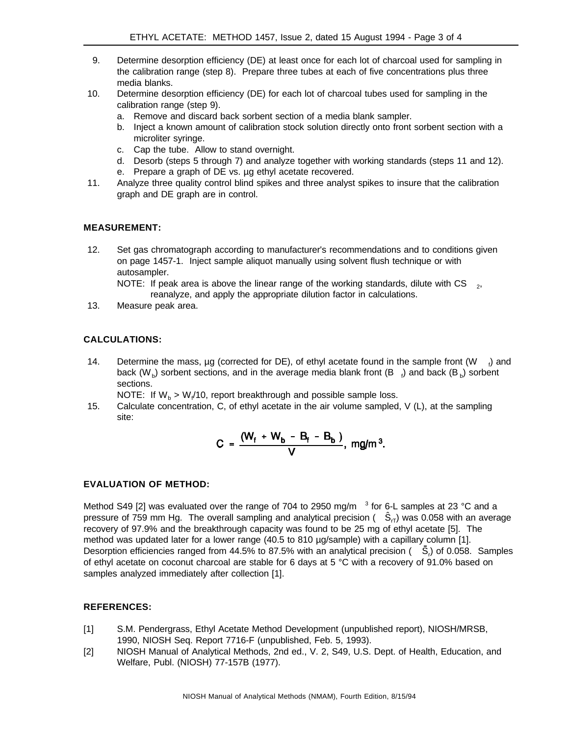9. Determine desorption efficiency (DE) at least once for each lot of charcoal used for sampling in the calibration range (step 8). Prepare three tubes at each of five concentrations plus three media blanks.
10. Determine desorption efficiency (DE) for each lot of charcoal tubes used for sampling in the calibration range (step 9).
    a. Remove and discard back sorbent section of a media blank sampler.
    b. Inject a known amount of calibration stock solution directly onto front sorbent section with a microliter syringe.
    c. Cap the tube. Allow to stand overnight.
    d. Desorb (steps 5 through 7) and analyze together with working standards (steps 11 and 12).
    e. Prepare a graph of DE vs. µg ethyl acetate recovered.
11. Analyze three quality control blind spikes and three analyst spikes to insure that the calibration graph and DE graph are in control.

**MEASUREMENT:**

12. Set gas chromatograph according to manufacturer's recommendations and to conditions given on page 1457-1. Inject sample aliquot manually using solvent flush technique or with autosampler.

    NOTE: If peak area is above the linear range of the working standards, dilute with $CS_2$, reanalyze, and apply the appropriate dilution factor in calculations.
13. Measure peak area.

**CALCULATIONS:**

14. Determine the mass, µg (corrected for DE), of ethyl acetate found in the sample front ($W_f$) and back ($W_b$) sorbent sections, and in the average media blank front ($B_f$) and back ($B_b$) sorbent sections.

    NOTE: If $W_b > W_f/10$, report breakthrough and possible sample loss.
15. Calculate concentration, C, of ethyl acetate in the air volume sampled, V (L), at the sampling site:

$$C = \frac{(W_f + W_b - B_f - B_b)}{V}, \text{ mg/m}^3.$$

**EVALUATION OF METHOD:**

Method S49 [2] was evaluated over the range of 704 to 2950 mg/m$^3$ for 6-L samples at 23 °C and a pressure of 759 mm Hg. The overall sampling and analytical precision ($\hat{S}_{rT}$) was 0.058 with an average recovery of 97.9% and the breakthrough capacity was found to be 25 mg of ethyl acetate [5]. The method was updated later for a lower range (40.5 to 810 µg/sample) with a capillary column [1]. Desorption efficiencies ranged from 44.5% to 87.5% with an analytical precision ($\bar{S}_r$) of 0.058. Samples of ethyl acetate on coconut charcoal are stable for 6 days at 5 °C with a recovery of 91.0% based on samples analyzed immediately after collection [1].

**REFERENCES:**

[1] S.M. Pendergrass, Ethyl Acetate Method Development (unpublished report), NIOSH/MRSB, 1990, NIOSH Seq. Report 7716-F (unpublished, Feb. 5, 1993).

[2] NIOSH Manual of Analytical Methods, 2nd ed., V. 2, S49, U.S. Dept. of Health, Education, and Welfare, Publ. (NIOSH) 77-157B (1977).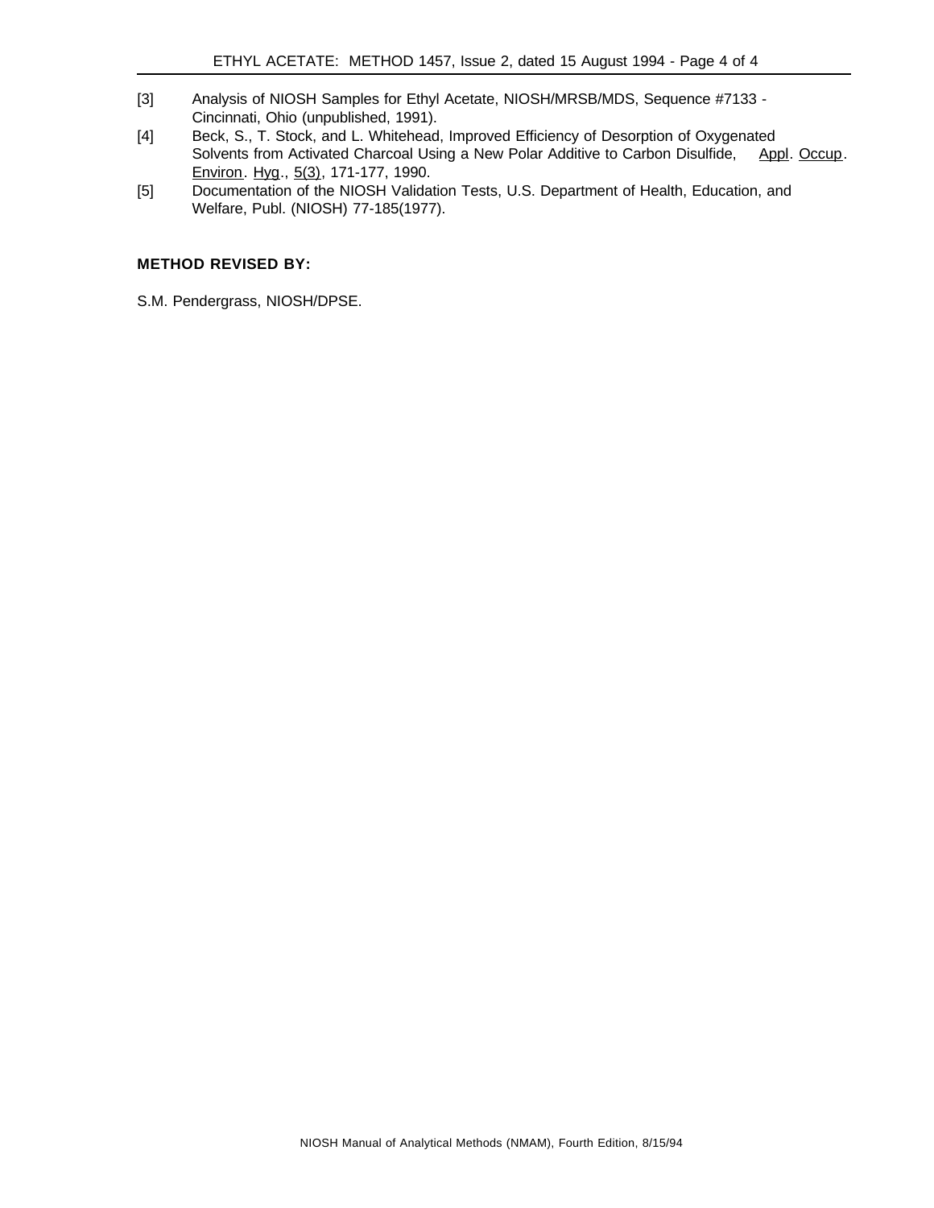[3] Analysis of NIOSH Samples for Ethyl Acetate, NIOSH/MRSB/MDS, Sequence #7133 - Cincinnati, Ohio (unpublished, 1991).

[4] Beck, S., T. Stock, and L. Whitehead, Improved Efficiency of Desorption of Oxygenated Solvents from Activated Charcoal Using a New Polar Additive to Carbon Disulfide, Appl. Occup. Environ. Hyg., 5(3), 171-177, 1990.

[5] Documentation of the NIOSH Validation Tests, U.S. Department of Health, Education, and Welfare, Publ. (NIOSH) 77-185(1977).

**METHOD REVISED BY:**

S.M. Pendergrass, NIOSH/DPSE.